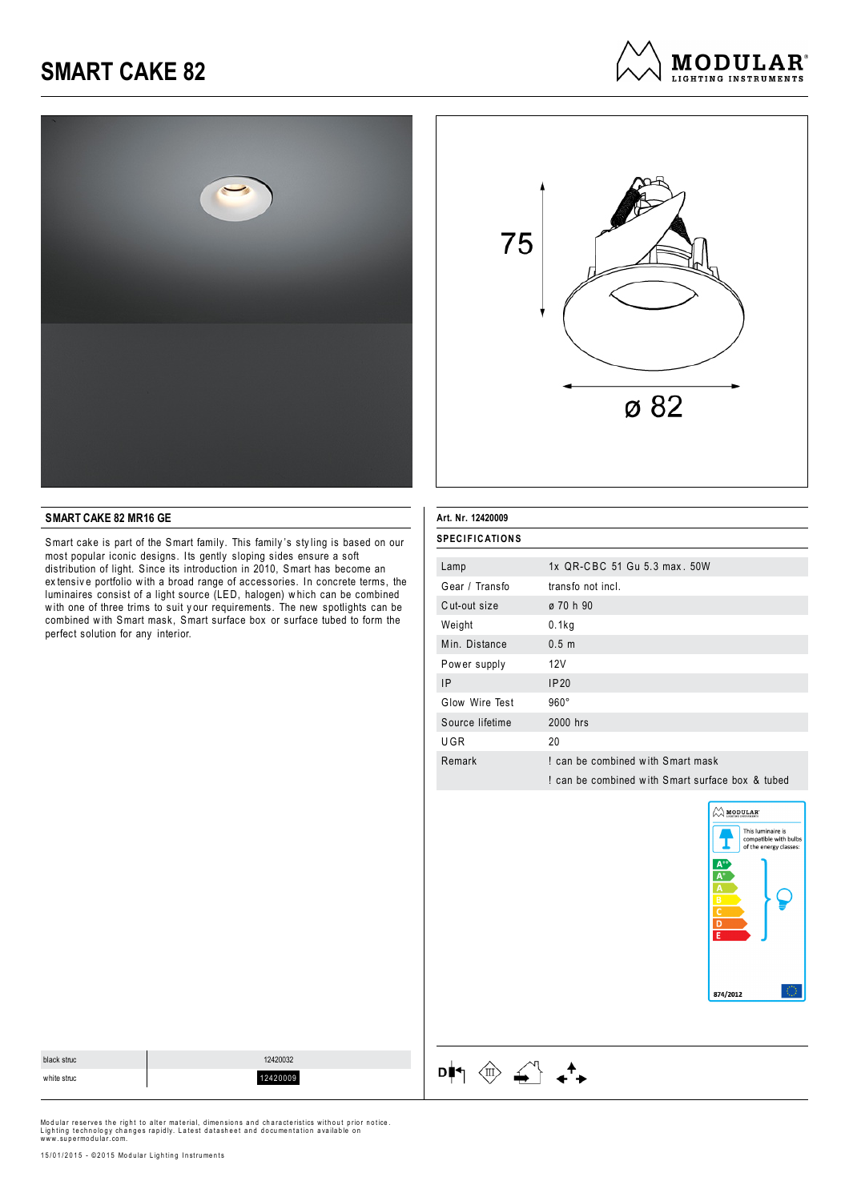# SMART CAKE 82

75

ø 82

## SMART CAKE 82 MR16 GE

Smart cake is part of the Smart family. This family's styling is based on our most popular iconic designs. Its gently sloping sides ensure a soft distribution of light. Since its introduction in 2010, Smart has become an extensive portfolio with a broad range of accessories. In concrete terms, the luminaires consist of a light source (LED, halogen) which can be combined with one of three trims to suit your requirements. The new spotlights can be combined with Smart mask, Smart surface box or surface tubed to form the perfect solution for any interior.

Art. Nr. 12420009

### SPECIFICATIONS

| | |
|---|---|
| Lamp | 1x QR-CBC 51 Gu 5.3 max. 50W |
| Gear / Transfo | transfo not incl. |
| Cut-out size | ø 70 h 90 |
| Weight | 0.1kg |
| Min. Distance | 0.5 m |
| Power supply | 12V |
| IP | IP20 |
| Glow Wire Test | 960° |
| Source lifetime | 2000 hrs |
| UGR | 20 |
| Remark | ! can be combined with Smart mask |
| | ! can be combined with Smart surface box & tubed |

This luminaire is compatible with bulbs of the energy classes: A++, A+, A, B, C, D, E

874/2012

| | |
|---|---|
| black struc | 12420032 |
| white struc | 12420009 |

Modular reserves the right to alter material, dimensions and characteristics without prior notice. Lighting technology changes rapidly. Latest datasheet and documentation available on www.supermodular.com.

15/01/2015 - ©2015 Modular Lighting Instruments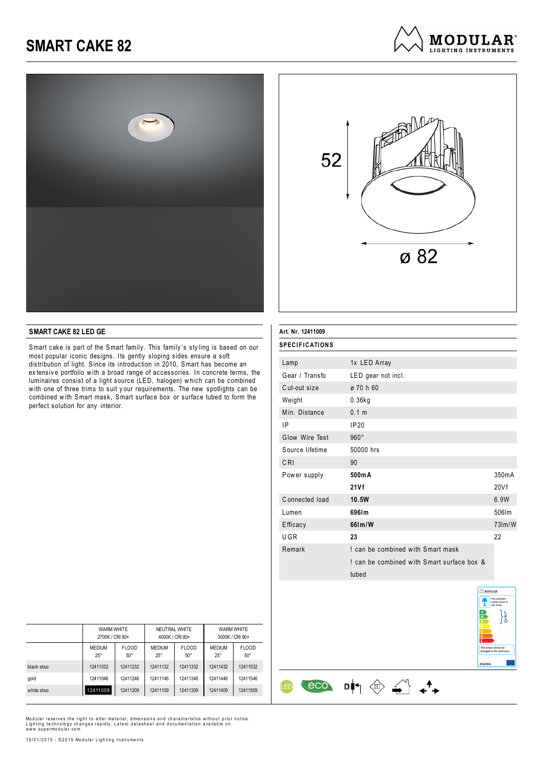# SMART CAKE 82

MODULAR LIGHTING INSTRUMENTS

52

ø 82

## SMART CAKE 82 LED GE

Smart cake is part of the Smart family. This family's styling is based on our most popular iconic designs. Its gently sloping sides ensure a soft distribution of light. Since its introduction in 2010, Smart has become an extensive portfolio with a broad range of accessories. In concrete terms, the luminaires consist of a light source (LED, halogen) which can be combined with one of three trims to suit your requirements. The new spotlights can be combined with Smart mask, Smart surface box or surface tubed to form the perfect solution for any interior.

| | WARM WHITE 2700K / CRI 90+ | | NEUTRAL WHITE 4000K / CRI 80+ | | WARM WHITE 3000K / CRI 90+ | |
|---|---|---|---|---|---|---|
| | MEDIUM 25° | FLOOD 50° | MEDIUM 25° | FLOOD 50° | MEDIUM 25° | FLOOD 50° |
| black struc | 12411032 | 12411232 | 12411132 | 12411332 | 12411432 | 12411532 |
| gold | 12411046 | 12411246 | 12411146 | 12411346 | 12411446 | 12411546 |
| white struc | 12411009 | 12411209 | 12411109 | 12411309 | 12411409 | 12411509 |

**Art. Nr. 12411009**

**SPECIFICATIONS**

| | | |
|---|---|---|
| Lamp | 1x LED Array | |
| Gear / Transfo | LED gear not incl. | |
| Cut-out size | ø 70 h 60 | |
| Weight | 0.36kg | |
| Min. Distance | 0.1 m | |
| IP | IP20 | |
| Glow Wire Test | 960° | |
| Source lifetime | 50000 hrs | |
| CRI | 90 | |
| Power supply | **500mA** | 350mA |
| | **21Vf** | 20Vf |
| Connected load | **10.5W** | 6.9W |
| Lumen | **696lm** | 506lm |
| Efficacy | **66lm/W** | 73lm/W |
| UGR | **23** | 22 |
| Remark | ! can be combined with Smart mask | |
| | ! can be combined with Smart surface box & tubed | |

Modular reserves the right to alter material, dimensions and characteristics without prior notice. Lighting technology changes rapidly. Latest datasheet and documentation available on www.supermodular.com.

15/01/2015 - ©2015 Modular Lighting Instruments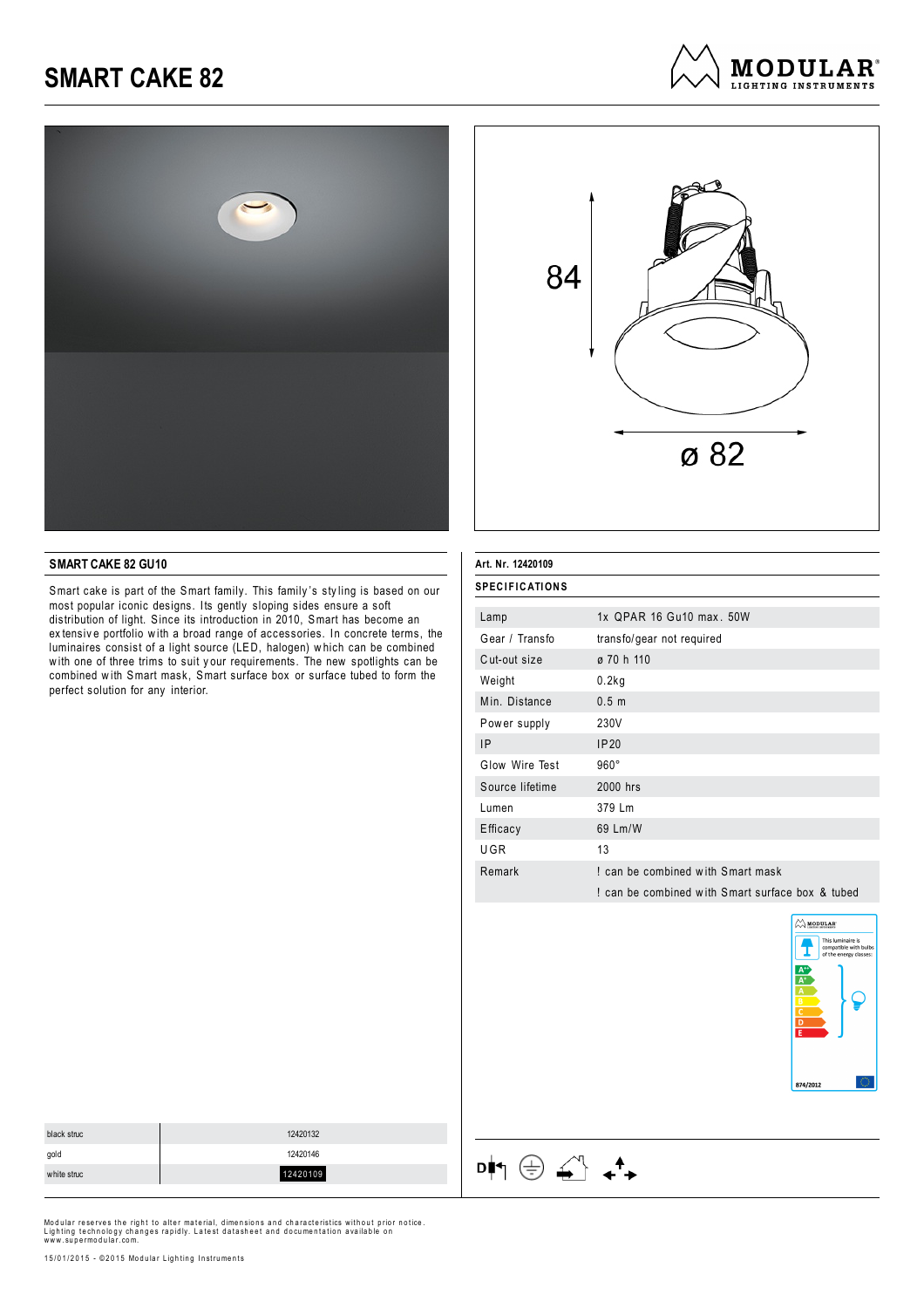# SMART CAKE 82

84

ø 82

## SMART CAKE 82 GU10

Smart cake is part of the Smart family. This family's styling is based on our most popular iconic designs. Its gently sloping sides ensure a soft distribution of light. Since its introduction in 2010, Smart has become an extensive portfolio with a broad range of accessories. In concrete terms, the luminaires consist of a light source (LED, halogen) which can be combined with one of three trims to suit your requirements. The new spotlights can be combined with Smart mask, Smart surface box or surface tubed to form the perfect solution for any interior.

**Art. Nr. 12420109**

**SPECIFICATIONS**

| | |
|---|---|
| Lamp | 1x QPAR 16 Gu10 max. 50W |
| Gear / Transfo | transfo/gear not required |
| Cut-out size | ø 70 h 110 |
| Weight | 0.2kg |
| Min. Distance | 0.5 m |
| Power supply | 230V |
| IP | IP20 |
| Glow Wire Test | 960° |
| Source lifetime | 2000 hrs |
| Lumen | 379 Lm |
| Efficacy | 69 Lm/W |
| UGR | 13 |
| Remark | ! can be combined with Smart mask |
| | ! can be combined with Smart surface box & tubed |

MODULAR

This luminaire is compatible with bulbs of the energy classes:

A++ A+ A B C D E

874/2012

| | |
|---|---|
| black struc | 12420132 |
| gold | 12420146 |
| white struc | **12420109** |

Modular reserves the right to alter material, dimensions and characteristics without prior notice. Lighting technology changes rapidly. Latest datasheet and documentation available on www.supermodular.com.

15/01/2015 - ©2015 Modular Lighting Instruments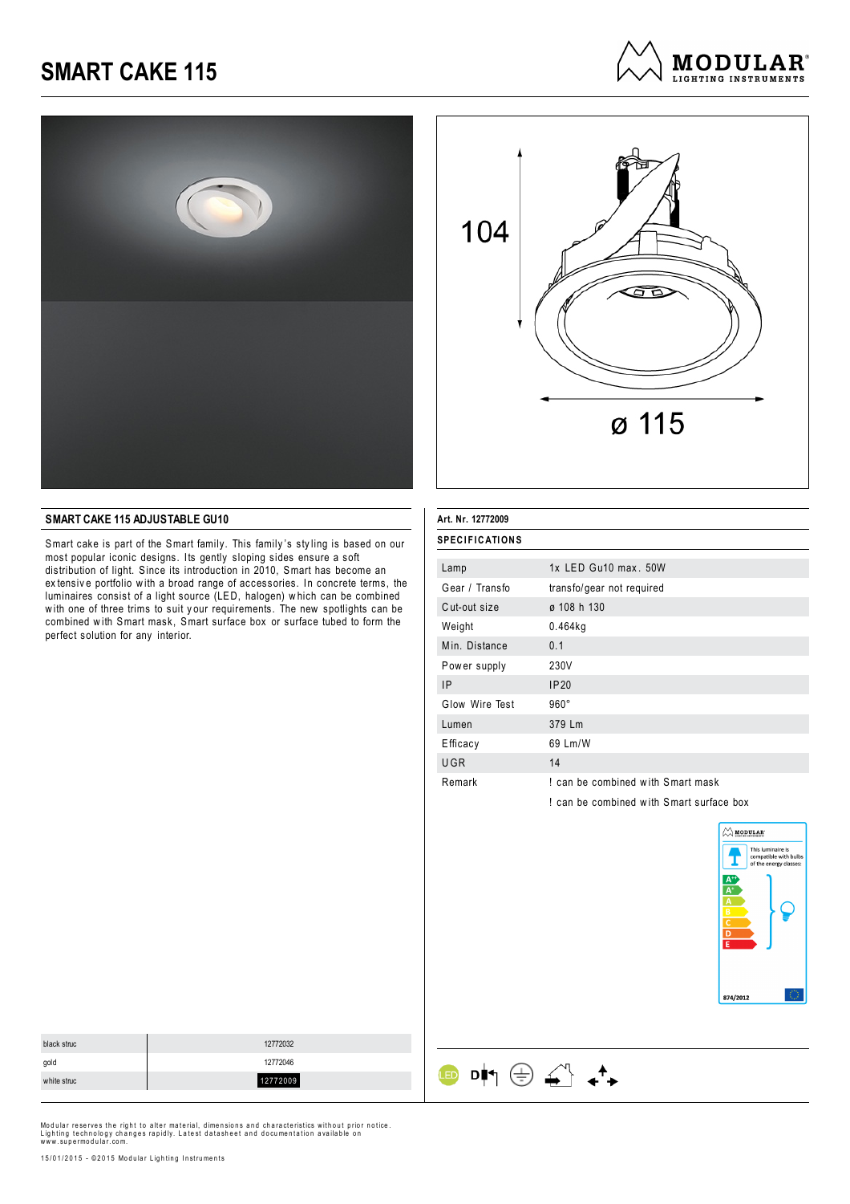# SMART CAKE 115

104

ø 115

## SMART CAKE 115 ADJUSTABLE GU10

Smart cake is part of the Smart family. This family's styling is based on our most popular iconic designs. Its gently sloping sides ensure a soft distribution of light. Since its introduction in 2010, Smart has become an extensive portfolio with a broad range of accessories. In concrete terms, the luminaires consist of a light source (LED, halogen) which can be combined with one of three trims to suit your requirements. The new spotlights can be combined with Smart mask, Smart surface box or surface tubed to form the perfect solution for any interior.

**Art. Nr. 12772009**

**SPECIFICATIONS**

| | |
|---|---|
| Lamp | 1x LED Gu10 max. 50W |
| Gear / Transfo | transfo/gear not required |
| Cut-out size | ø 108 h 130 |
| Weight | 0.464kg |
| Min. Distance | 0.1 |
| Power supply | 230V |
| IP | IP20 |
| Glow Wire Test | 960° |
| Lumen | 379 Lm |
| Efficacy | 69 Lm/W |
| UGR | 14 |
| Remark | ! can be combined with Smart mask |
| | ! can be combined with Smart surface box |

This luminaire is compatible with bulbs of the energy classes: A++ A+ A B C D E

874/2012

| | |
|---|---|
| black struc | 12772032 |
| gold | 12772046 |
| white struc | 12772009 |

Modular reserves the right to alter material, dimensions and characteristics without prior notice. Lighting technology changes rapidly. Latest datasheet and documentation available on www.supermodular.com.

15/01/2015 - ©2015 Modular Lighting Instruments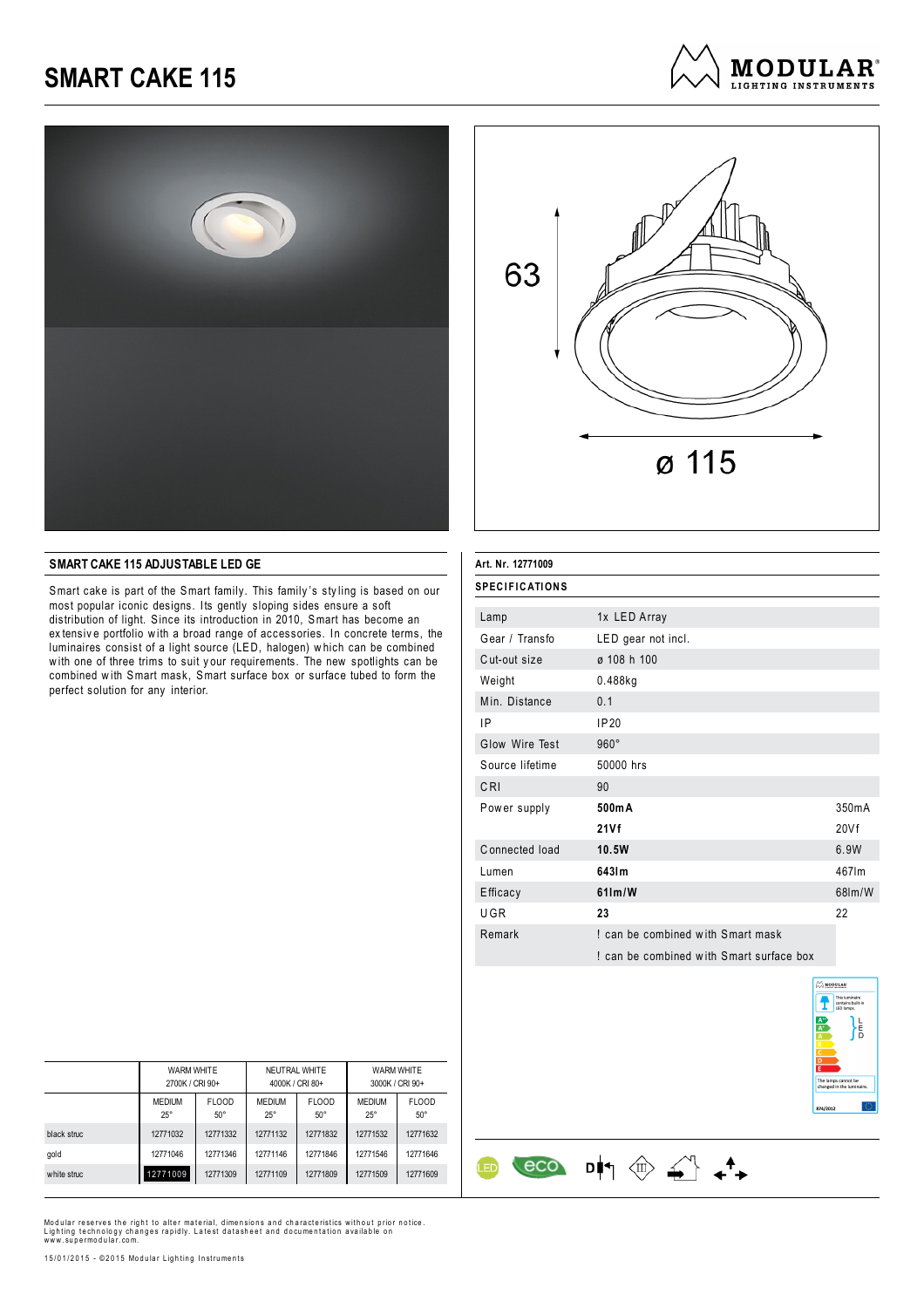# SMART CAKE 115

MODULAR LIGHTING INSTRUMENTS

63

ø 115

## SMART CAKE 115 ADJUSTABLE LED GE

Smart cake is part of the Smart family. This family's styling is based on our most popular iconic designs. Its gently sloping sides ensure a soft distribution of light. Since its introduction in 2010, Smart has become an extensive portfolio with a broad range of accessories. In concrete terms, the luminaires consist of a light source (LED, halogen) which can be combined with one of three trims to suit your requirements. The new spotlights can be combined with Smart mask, Smart surface box or surface tubed to form the perfect solution for any interior.

| | WARM WHITE 2700K / CRI 90+ | | NEUTRAL WHITE 4000K / CRI 80+ | | WARM WHITE 3000K / CRI 90+ | |
|---|---|---|---|---|---|---|
| | MEDIUM 25° | FLOOD 50° | MEDIUM 25° | FLOOD 50° | MEDIUM 25° | FLOOD 50° |
| black struc | 12771032 | 12771332 | 12771132 | 12771832 | 12771532 | 12771632 |
| gold | 12771046 | 12771346 | 12771146 | 12771846 | 12771546 | 12771646 |
| white struc | **12771009** | 12771309 | 12771109 | 12771809 | 12771509 | 12771609 |

**Art. Nr. 12771009**

### SPECIFICATIONS

| | | |
|---|---|---|
| Lamp | 1x LED Array | |
| Gear / Transfo | LED gear not incl. | |
| Cut-out size | ø 108 h 100 | |
| Weight | 0.488kg | |
| Min. Distance | 0.1 | |
| IP | IP20 | |
| Glow Wire Test | 960° | |
| Source lifetime | 50000 hrs | |
| CRI | 90 | |
| Power supply | **500mA** | 350mA |
| | **21Vf** | 20Vf |
| Connected load | **10.5W** | 6.9W |
| Lumen | **643lm** | 467lm |
| Efficacy | **61lm/W** | 68lm/W |
| UGR | **23** | 22 |
| Remark | ! can be combined with Smart mask | |
| | ! can be combined with Smart surface box | |

Modular reserves the right to alter material, dimensions and characteristics without prior notice. Lighting technology changes rapidly. Latest datasheet and documentation available on www.supermodular.com.

15/01/2015 - ©2015 Modular Lighting Instruments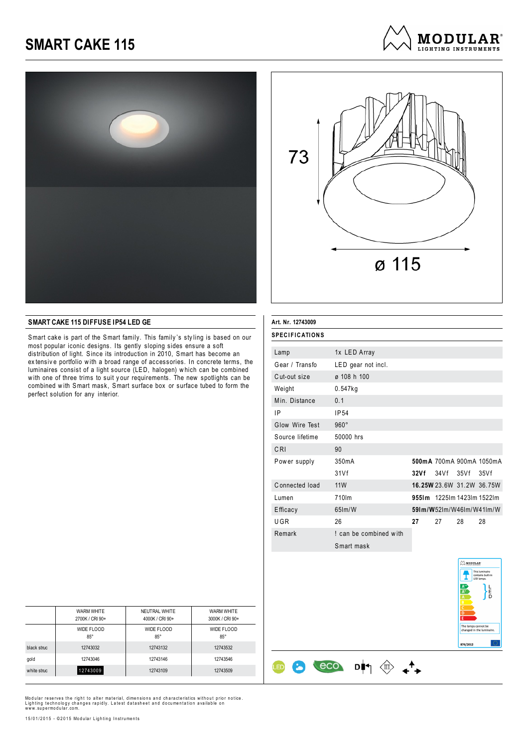# SMART CAKE 115

73

ø 115

## SMART CAKE 115 DIFFUSE IP54 LED GE

Smart cake is part of the Smart family. This family's styling is based on our most popular iconic designs. Its gently sloping sides ensure a soft distribution of light. Since its introduction in 2010, Smart has become an extensive portfolio with a broad range of accessories. In concrete terms, the luminaires consist of a light source (LED, halogen) which can be combined with one of three trims to suit your requirements. The new spotlights can be combined with Smart mask, Smart surface box or surface tubed to form the perfect solution for any interior.

| | WARM WHITE 2700K / CRI 90+ | NEUTRAL WHITE 4000K / CRI 90+ | WARM WHITE 3000K / CRI 90+ |
|---|---|---|---|
| | WIDE FLOOD 85° | WIDE FLOOD 85° | WIDE FLOOD 85° |
| black struc | 12743032 | 12743132 | 12743532 |
| gold | 12743046 | 12743146 | 12743546 |
| white struc | **12743009** | 12743109 | 12743509 |

**Art. Nr. 12743009**

**SPECIFICATIONS**

| | | | | | |
|---|---|---|---|---|---|
| Lamp | 1x LED Array | | | | |
| Gear / Transfo | LED gear not incl. | | | | |
| Cut-out size | ø 108 h 100 | | | | |
| Weight | 0.547kg | | | | |
| Min. Distance | 0.1 | | | | |
| IP | IP54 | | | | |
| Glow Wire Test | 960° | | | | |
| Source lifetime | 50000 hrs | | | | |
| CRI | 90 | | | | |
| Power supply | 350mA | **500mA** | 700mA | 900mA | 1050mA |
| | 31Vf | **32Vf** | 34Vf | 35Vf | 35Vf |
| Connected load | 11W | **16.25W** | 23.6W | 31.2W | 36.75W |
| Lumen | 710lm | **955lm** | 1225lm | 1423lm | 1522lm |
| Efficacy | 65lm/W | **59lm/W** | 52lm/W | 46lm/W | 41lm/W |
| UGR | 26 | **27** | 27 | 28 | 28 |
| Remark | ! can be combined with Smart mask | | | | |

MODULAR — This luminaire contains built-in LED lamps. A++ A+ A B C D E — LED — The lamps cannot be changed in the luminaire. 874/2012

Modular reserves the right to alter material, dimensions and characteristics without prior notice. Lighting technology changes rapidly. Latest datasheet and documentation available on www.supermodular.com.

15/01/2015 - ©2015 Modular Lighting Instruments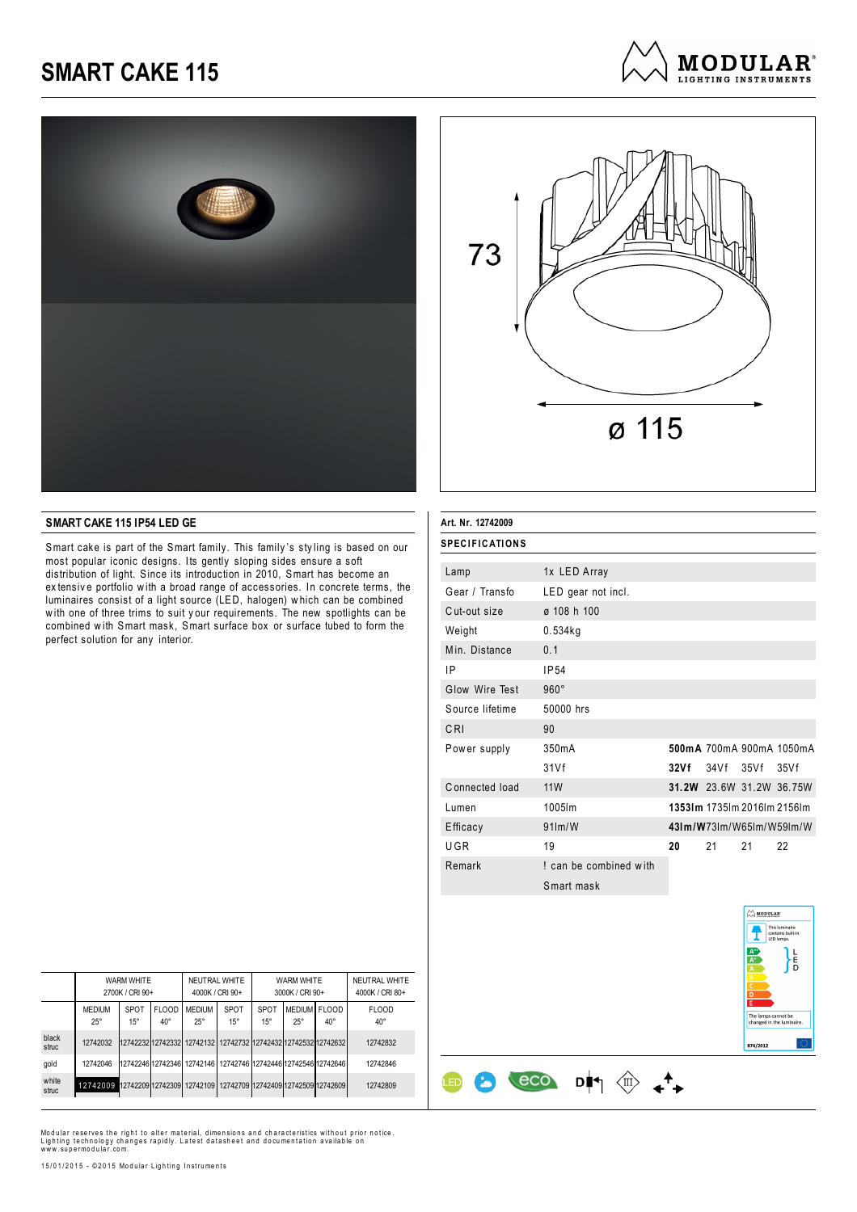# SMART CAKE 115

73

ø 115

## SMART CAKE 115 IP54 LED GE

Smart cake is part of the Smart family. This family's styling is based on our most popular iconic designs. Its gently sloping sides ensure a soft distribution of light. Since its introduction in 2010, Smart has become an extensive portfolio with a broad range of accessories. In concrete terms, the luminaires consist of a light source (LED, halogen) which can be combined with one of three trims to suit your requirements. The new spotlights can be combined with Smart mask, Smart surface box or surface tubed to form the perfect solution for any interior.

|  | WARM WHITE 2700K / CRI 90+ | | | NEUTRAL WHITE 4000K / CRI 90+ | | WARM WHITE 3000K / CRI 90+ | | | NEUTRAL WHITE 4000K / CRI 80+ |
|---|---|---|---|---|---|---|---|---|---|
|  | MEDIUM 25° | SPOT 15° | FLOOD 40° | MEDIUM 25° | SPOT 15° | SPOT 15° | MEDIUM 25° | FLOOD 40° | FLOOD 40° |
| black struc | 12742032 | 12742232 | 12742332 | 12742132 | 12742732 | 12742432 | 12742532 | 12742632 | 12742832 |
| gold | 12742046 | 12742246 | 12742346 | 12742146 | 12742746 | 12742446 | 12742546 | 12742646 | 12742846 |
| white struc | **12742009** | 12742209 | 12742309 | 12742109 | 12742709 | 12742409 | 12742509 | 12742609 | 12742809 |

**Art. Nr. 12742009**

**SPECIFICATIONS**

| | | | | | |
|---|---|---|---|---|---|
| Lamp | 1x LED Array | | | | |
| Gear / Transfo | LED gear not incl. | | | | |
| Cut-out size | ø 108 h 100 | | | | |
| Weight | 0.534kg | | | | |
| Min. Distance | 0.1 | | | | |
| IP | IP54 | | | | |
| Glow Wire Test | 960° | | | | |
| Source lifetime | 50000 hrs | | | | |
| CRI | 90 | | | | |
| Power supply | 350mA | **500mA** | 700mA | 900mA | 1050mA |
| | 31Vf | **32Vf** | 34Vf | 35Vf | 35Vf |
| Connected load | 11W | **31.2W** | 23.6W | 31.2W | 36.75W |
| Lumen | 1005lm | **1353lm** | 1735lm | 2016lm | 2156lm |
| Efficacy | 91lm/W | **43lm/W** | 73lm/W | 65lm/W | 59lm/W |
| UGR | 19 | **20** | 21 | 21 | 22 |
| Remark | ! can be combined with Smart mask | | | | |

This luminaire contains built-in LED lamps. A++ A+ A B C D E — LED. The lamps cannot be changed in the luminaire. 874/2012

Modular reserves the right to alter material, dimensions and characteristics without prior notice. Lighting technology changes rapidly. Latest datasheet and documentation available on www.supermodular.com.

15/01/2015 - ©2015 Modular Lighting Instruments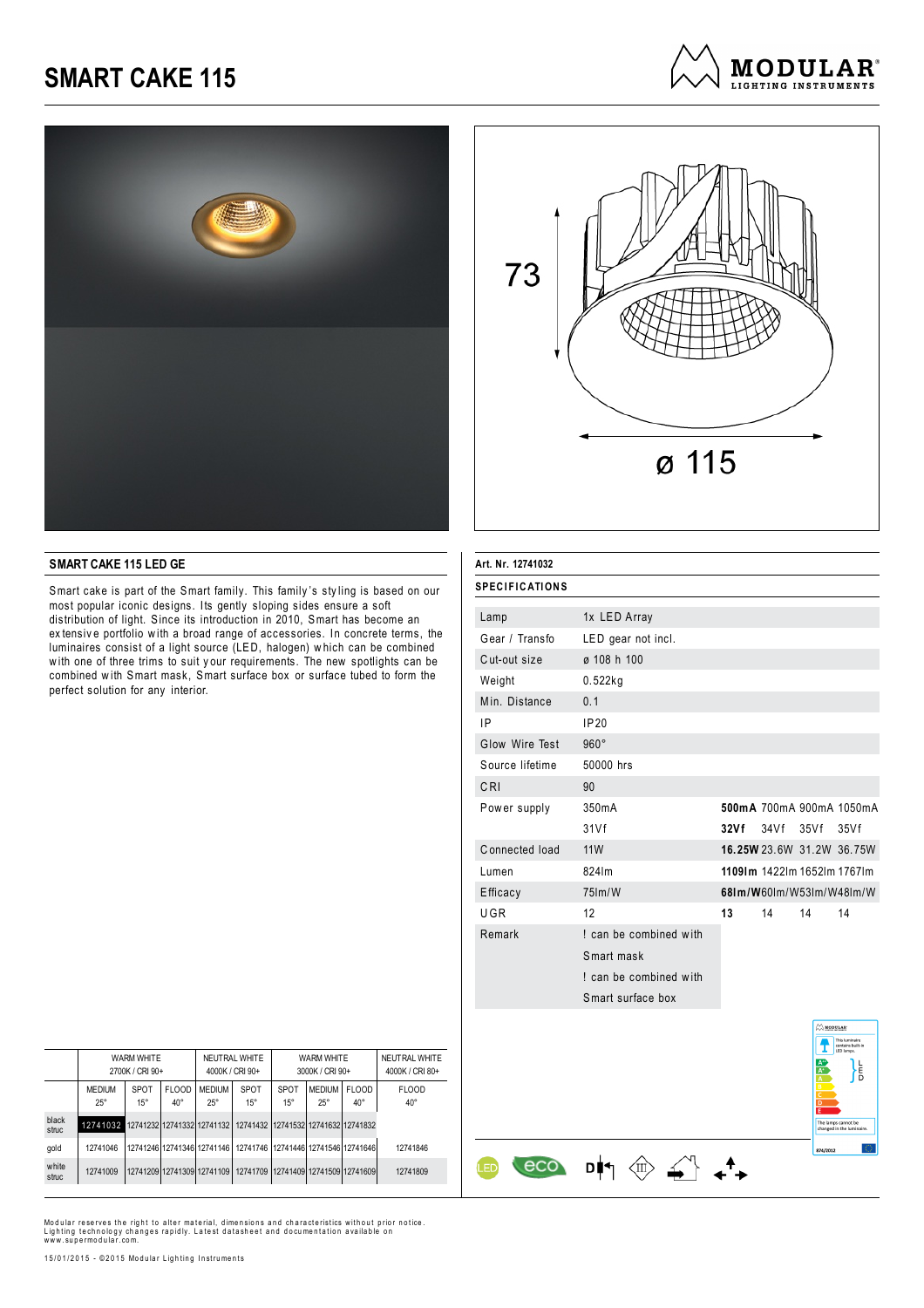# SMART CAKE 115

MODULAR LIGHTING INSTRUMENTS

73

ø 115

## SMART CAKE 115 LED GE

Smart cake is part of the Smart family. This family's styling is based on our most popular iconic designs. Its gently sloping sides ensure a soft distribution of light. Since its introduction in 2010, Smart has become an extensive portfolio with a broad range of accessories. In concrete terms, the luminaires consist of a light source (LED, halogen) which can be combined with one of three trims to suit your requirements. The new spotlights can be combined with Smart mask, Smart surface box or surface tubed to form the perfect solution for any interior.

| | WARM WHITE 2700K / CRI 90+ | | | NEUTRAL WHITE 4000K / CRI 90+ | | WARM WHITE 3000K / CRI 90+ | | | NEUTRAL WHITE 4000K / CRI 80+ |
|---|---|---|---|---|---|---|---|---|---|
| | MEDIUM 25° | SPOT 15° | FLOOD 40° | MEDIUM 25° | SPOT 15° | SPOT 15° | MEDIUM 25° | FLOOD 40° | FLOOD 40° |
| black struc | **12741032** | 12741232 | 12741332 | 12741132 | 12741432 | 12741532 | 12741632 | 12741832 | |
| gold | 12741046 | 12741246 | 12741346 | 12741146 | 12741746 | 12741446 | 12741546 | 12741646 | 12741846 |
| white struc | 12741009 | 12741209 | 12741309 | 12741109 | 12741709 | 12741409 | 12741509 | 12741609 | 12741809 |

**Art. Nr. 12741032**

**SPECIFICATIONS**

| | | | | | |
|---|---|---|---|---|---|
| Lamp | 1x LED Array | | | | |
| Gear / Transfo | LED gear not incl. | | | | |
| Cut-out size | ø 108 h 100 | | | | |
| Weight | 0.522kg | | | | |
| Min. Distance | 0.1 | | | | |
| IP | IP20 | | | | |
| Glow Wire Test | 960° | | | | |
| Source lifetime | 50000 hrs | | | | |
| CRI | 90 | | | | |
| Power supply | 350mA | **500mA** | 700mA | 900mA | 1050mA |
| | 31Vf | **32Vf** | 34Vf | 35Vf | 35Vf |
| Connected load | 11W | **16.25W** | 23.6W | 31.2W | 36.75W |
| Lumen | 824lm | **1109lm** | 1422lm | 1652lm | 1767lm |
| Efficacy | 75lm/W | **68lm/W** | 60lm/W | 53lm/W | 48lm/W |
| UGR | 12 | **13** | 14 | 14 | 14 |
| Remark | ! can be combined with Smart mask<br>! can be combined with Smart surface box | | | | |

Modular reserves the right to alter material, dimensions and characteristics without prior notice. Lighting technology changes rapidly. Latest datasheet and documentation available on www.supermodular.com.

15/01/2015 - ©2015 Modular Lighting Instruments